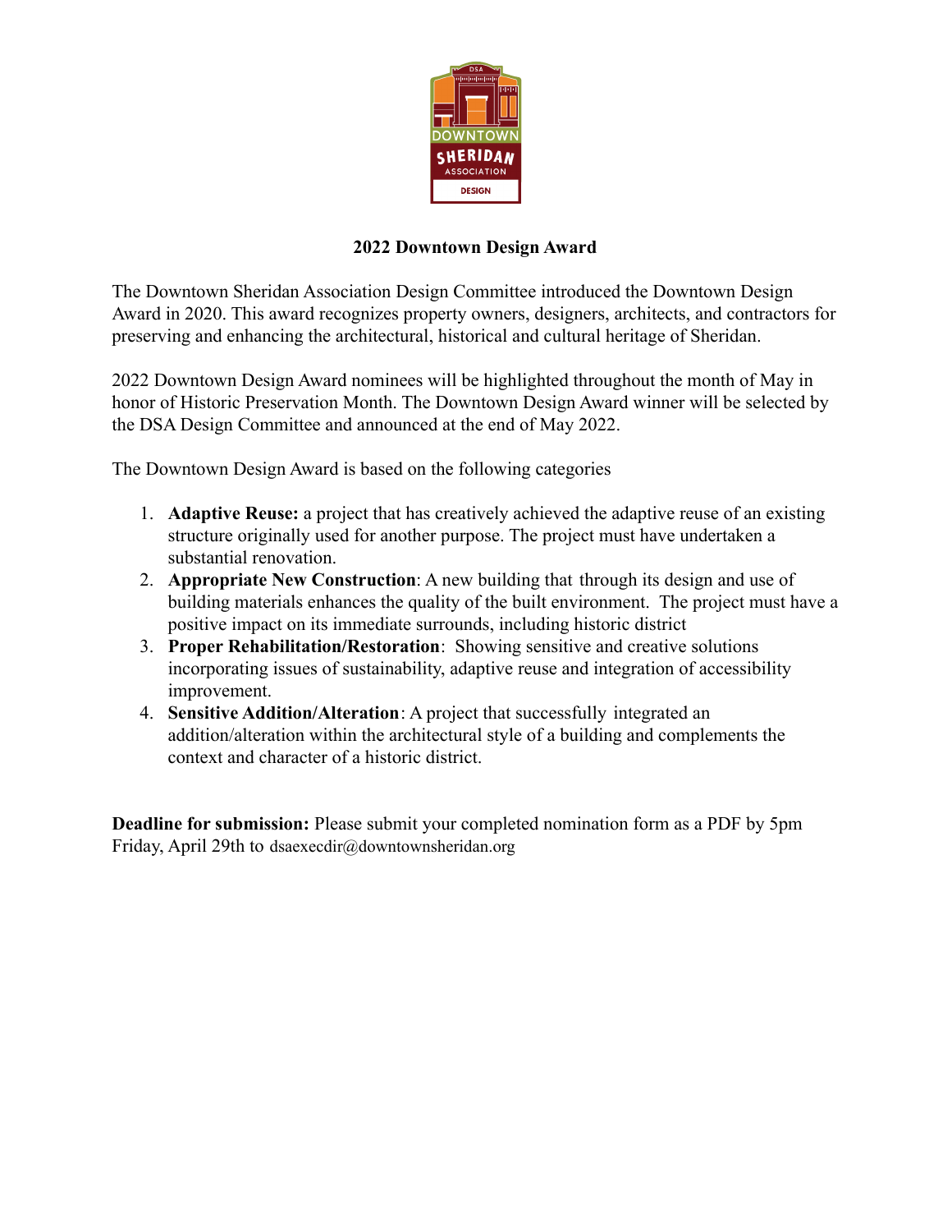# 2022 Downtown Design Award

The Downtown Sheridan Association Design Committee introduced the Downtown Design Award in 2020. This award recognizes property owners, designers, architects, and contractors for preserving and enhancing the architectural, historical and cultural heritage of Sheridan.

2022 Downtown Design Award nominees will be highlighted throughout the month of May in honor of Historic Preservation Month. The Downtown Design Award winner will be selected by the DSA Design Committee and announced at the end of May 2022.

The Downtown Design Award is based on the following categories

1. **Adaptive Reuse:** a project that has creatively achieved the adaptive reuse of an existing structure originally used for another purpose. The project must have undertaken a substantial renovation.
2. **Appropriate New Construction**: A new building that through its design and use of building materials enhances the quality of the built environment. The project must have a positive impact on its immediate surrounds, including historic district
3. **Proper Rehabilitation/Restoration**: Showing sensitive and creative solutions incorporating issues of sustainability, adaptive reuse and integration of accessibility improvement.
4. **Sensitive Addition/Alteration**: A project that successfully integrated an addition/alteration within the architectural style of a building and complements the context and character of a historic district.

**Deadline for submission:** Please submit your completed nomination form as a PDF by 5pm Friday, April 29th to dsaexecdir@downtownsheridan.org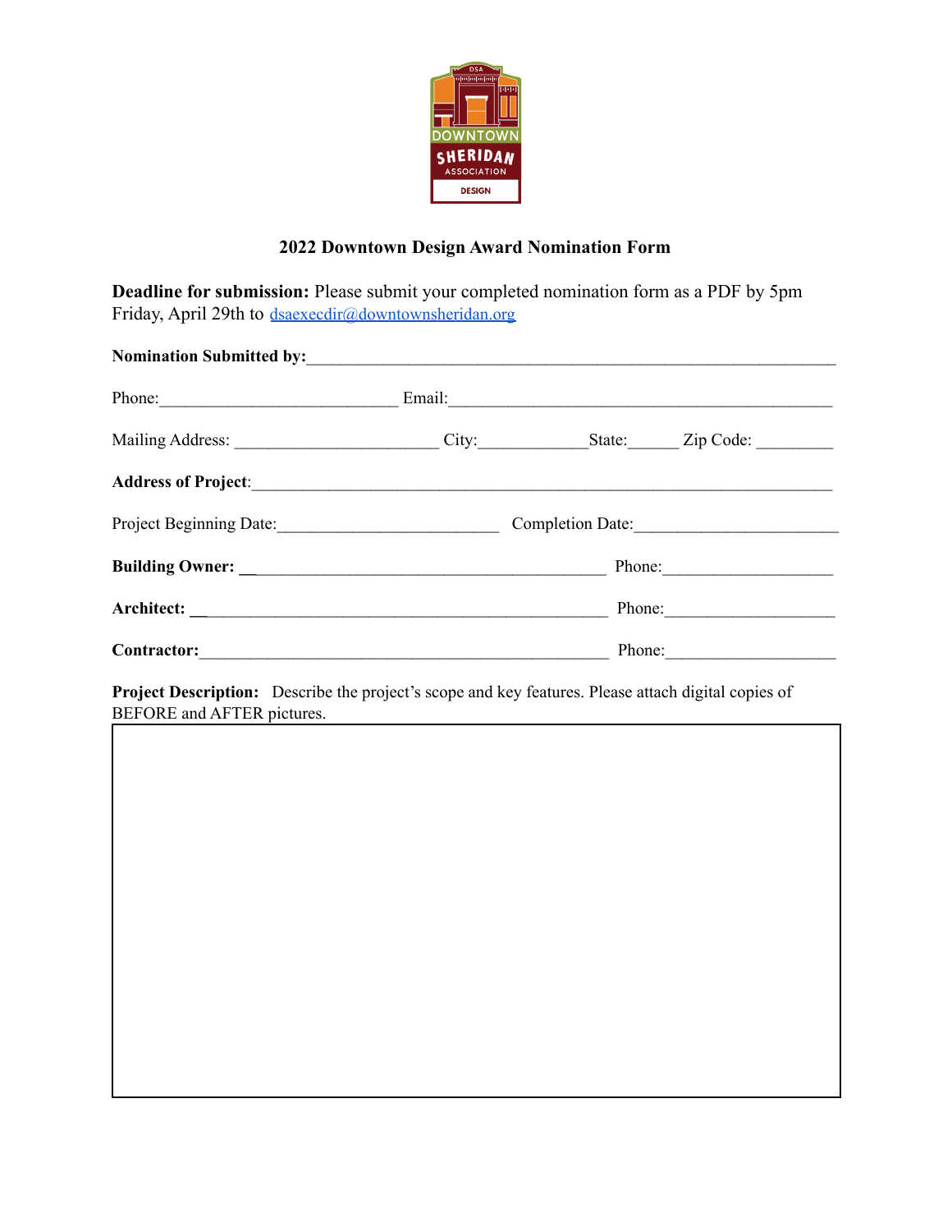DSA
DOWNTOWN
SHERIDAN
ASSOCIATION
DESIGN

## 2022 Downtown Design Award Nomination Form

**Deadline for submission:** Please submit your completed nomination form as a PDF by 5pm Friday, April 29th to dsaexecdir@downtownsheridan.org

**Nomination Submitted by:**_______________________________________________________________

Phone:___________________________ Email:____________________________________________

Mailing Address: _______________________ City:____________State:______ Zip Code: _________

**Address of Project**:_______________________________________________________________

Project Beginning Date:_________________________ Completion Date:_______________________

**Building Owner:** ___________________________________________ Phone:___________________

**Architect:** ______________________________________________ Phone:___________________

**Contractor:**______________________________________________ Phone:___________________

**Project Description:** Describe the project's scope and key features. Please attach digital copies of BEFORE and AFTER pictures.